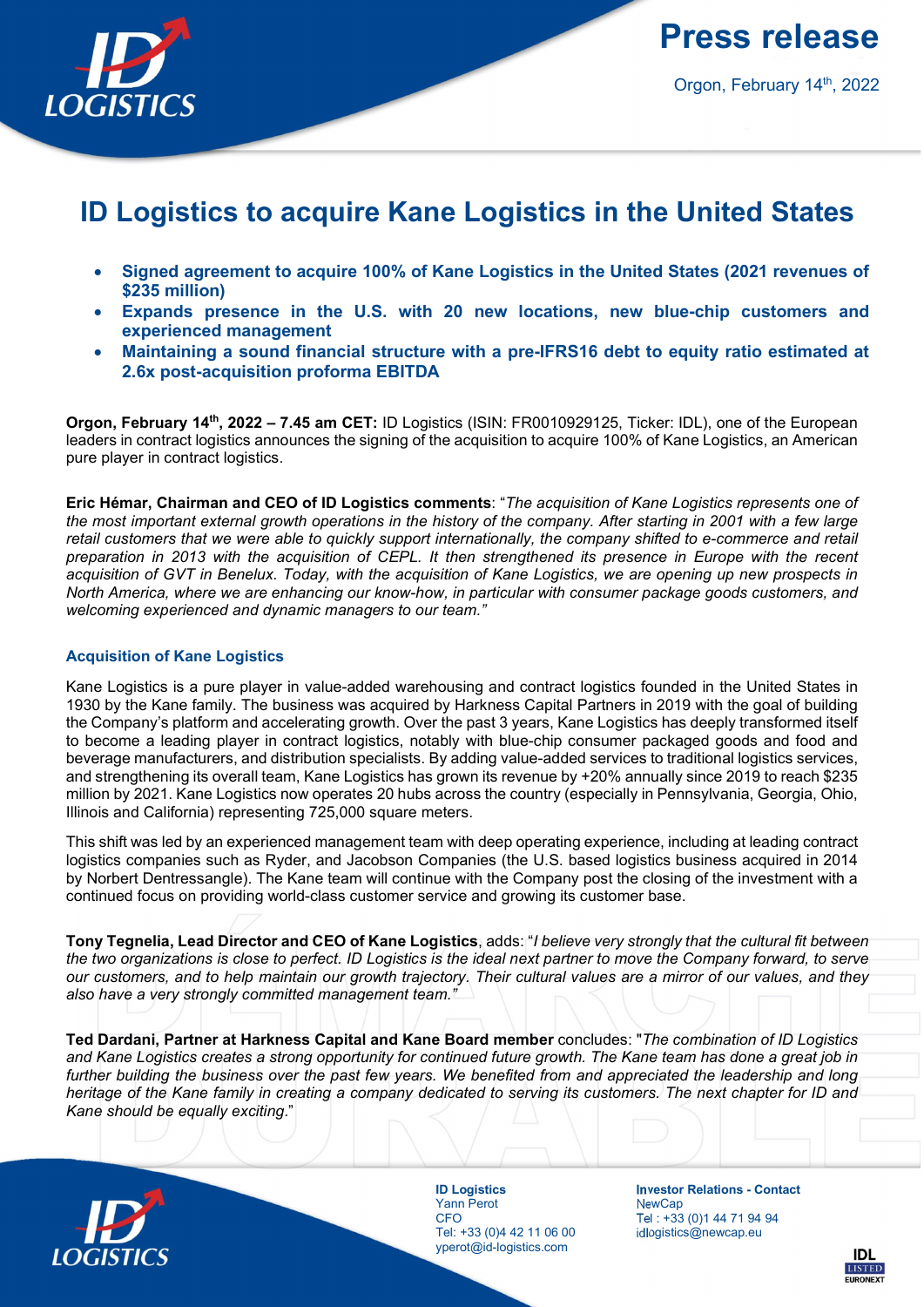Press release

Orgon, February 14th, 2022

# ID Logistics to acquire Kane Logistics in the United States

- **Signed agreement to acquire 100% of Kane Logistics in the United States (2021 revenues of $235 million)**
- **Expands presence in the U.S. with 20 new locations, new blue-chip customers and experienced management**
- **Maintaining a sound financial structure with a pre-IFRS16 debt to equity ratio estimated at 2.6x post-acquisition proforma EBITDA**

**Orgon, February 14th, 2022 – 7.45 am CET:** ID Logistics (ISIN: FR0010929125, Ticker: IDL), one of the European leaders in contract logistics announces the signing of the acquisition to acquire 100% of Kane Logistics, an American pure player in contract logistics.

**Eric Hémar, Chairman and CEO of ID Logistics comments**: "*The acquisition of Kane Logistics represents one of the most important external growth operations in the history of the company. After starting in 2001 with a few large retail customers that we were able to quickly support internationally, the company shifted to e-commerce and retail preparation in 2013 with the acquisition of CEPL. It then strengthened its presence in Europe with the recent acquisition of GVT in Benelux. Today, with the acquisition of Kane Logistics, we are opening up new prospects in North America, where we are enhancing our know-how, in particular with consumer package goods customers, and welcoming experienced and dynamic managers to our team.*"

## Acquisition of Kane Logistics

Kane Logistics is a pure player in value-added warehousing and contract logistics founded in the United States in 1930 by the Kane family. The business was acquired by Harkness Capital Partners in 2019 with the goal of building the Company's platform and accelerating growth. Over the past 3 years, Kane Logistics has deeply transformed itself to become a leading player in contract logistics, notably with blue-chip consumer packaged goods and food and beverage manufacturers, and distribution specialists. By adding value-added services to traditional logistics services, and strengthening its overall team, Kane Logistics has grown its revenue by +20% annually since 2019 to reach $235 million by 2021. Kane Logistics now operates 20 hubs across the country (especially in Pennsylvania, Georgia, Ohio, Illinois and California) representing 725,000 square meters.

This shift was led by an experienced management team with deep operating experience, including at leading contract logistics companies such as Ryder, and Jacobson Companies (the U.S. based logistics business acquired in 2014 by Norbert Dentressangle). The Kane team will continue with the Company post the closing of the investment with a continued focus on providing world-class customer service and growing its customer base.

**Tony Tegnelia, Lead Director and CEO of Kane Logistics**, adds: "*I believe very strongly that the cultural fit between the two organizations is close to perfect. ID Logistics is the ideal next partner to move the Company forward, to serve our customers, and to help maintain our growth trajectory. Their cultural values are a mirror of our values, and they also have a very strongly committed management team.*"

**Ted Dardani, Partner at Harkness Capital and Kane Board member** concludes: "*The combination of ID Logistics and Kane Logistics creates a strong opportunity for continued future growth. The Kane team has done a great job in further building the business over the past few years. We benefited from and appreciated the leadership and long heritage of the Kane family in creating a company dedicated to serving its customers. The next chapter for ID and Kane should be equally exciting*."

**ID Logistics**
Yann Perot
CFO
Tel: +33 (0)4 42 11 06 00
yperot@id-logistics.com

**Investor Relations - Contact**
NewCap
Tel : +33 (0)1 44 71 94 94
idlogistics@newcap.eu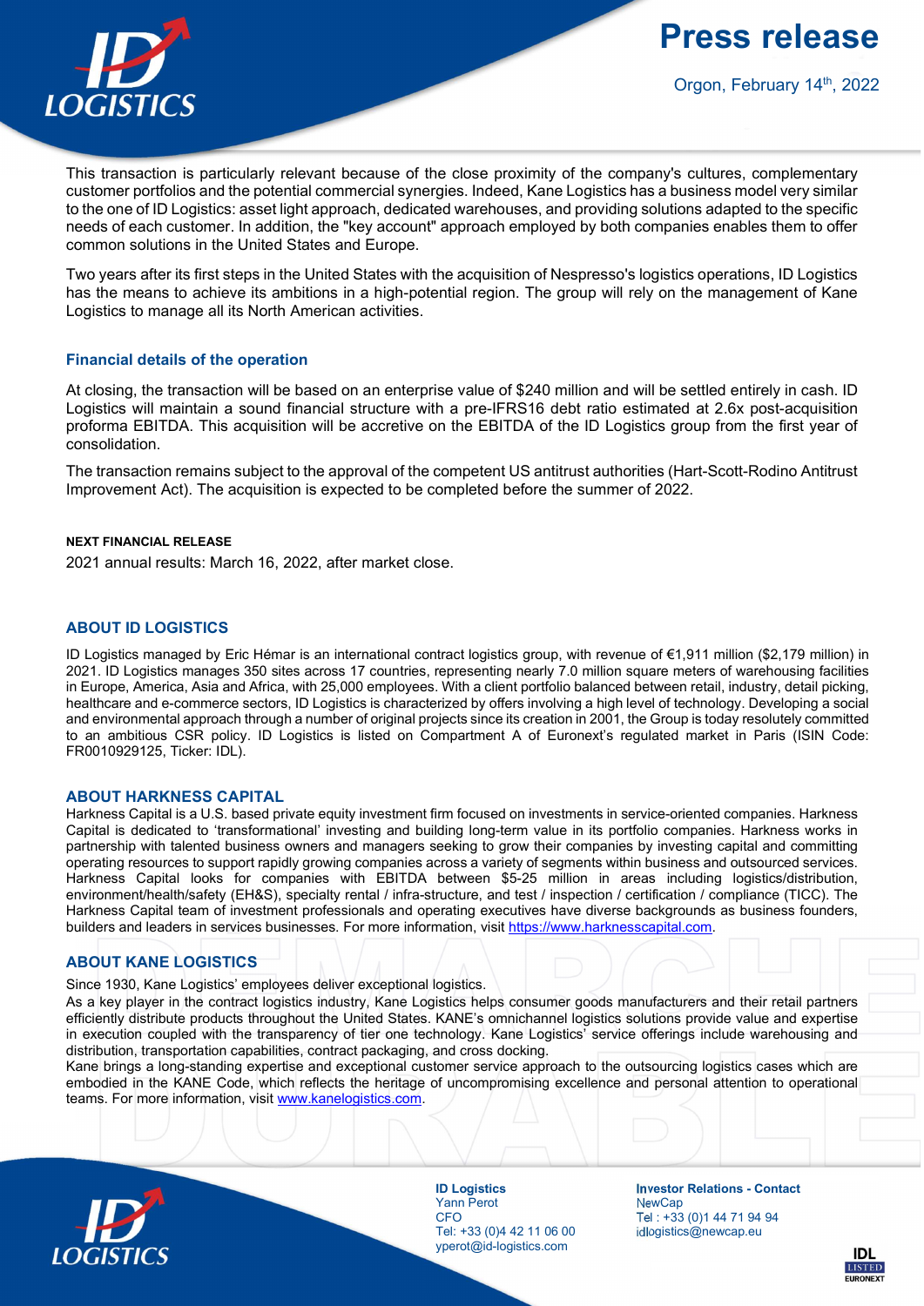This transaction is particularly relevant because of the close proximity of the company's cultures, complementary customer portfolios and the potential commercial synergies. Indeed, Kane Logistics has a business model very similar to the one of ID Logistics: asset light approach, dedicated warehouses, and providing solutions adapted to the specific needs of each customer. In addition, the "key account" approach employed by both companies enables them to offer common solutions in the United States and Europe.

Two years after its first steps in the United States with the acquisition of Nespresso's logistics operations, ID Logistics has the means to achieve its ambitions in a high-potential region. The group will rely on the management of Kane Logistics to manage all its North American activities.

## Financial details of the operation

At closing, the transaction will be based on an enterprise value of $240 million and will be settled entirely in cash. ID Logistics will maintain a sound financial structure with a pre-IFRS16 debt ratio estimated at 2.6x post-acquisition proforma EBITDA. This acquisition will be accretive on the EBITDA of the ID Logistics group from the first year of consolidation.

The transaction remains subject to the approval of the competent US antitrust authorities (Hart-Scott-Rodino Antitrust Improvement Act). The acquisition is expected to be completed before the summer of 2022.

#### NEXT FINANCIAL RELEASE

2021 annual results: March 16, 2022, after market close.

## ABOUT ID LOGISTICS

ID Logistics managed by Eric Hémar is an international contract logistics group, with revenue of €1,911 million ($2,179 million) in 2021. ID Logistics manages 350 sites across 17 countries, representing nearly 7.0 million square meters of warehousing facilities in Europe, America, Asia and Africa, with 25,000 employees. With a client portfolio balanced between retail, industry, detail picking, healthcare and e-commerce sectors, ID Logistics is characterized by offers involving a high level of technology. Developing a social and environmental approach through a number of original projects since its creation in 2001, the Group is today resolutely committed to an ambitious CSR policy. ID Logistics is listed on Compartment A of Euronext's regulated market in Paris (ISIN Code: FR0010929125, Ticker: IDL).

## ABOUT HARKNESS CAPITAL

Harkness Capital is a U.S. based private equity investment firm focused on investments in service-oriented companies. Harkness Capital is dedicated to 'transformational' investing and building long-term value in its portfolio companies. Harkness works in partnership with talented business owners and managers seeking to grow their companies by investing capital and committing operating resources to support rapidly growing companies across a variety of segments within business and outsourced services. Harkness Capital looks for companies with EBITDA between $5-25 million in areas including logistics/distribution, environment/health/safety (EH&S), specialty rental / infra-structure, and test / inspection / certification / compliance (TICC). The Harkness Capital team of investment professionals and operating executives have diverse backgrounds as business founders, builders and leaders in services businesses. For more information, visit https://www.harknesscapital.com.

## ABOUT KANE LOGISTICS

Since 1930, Kane Logistics' employees deliver exceptional logistics.

As a key player in the contract logistics industry, Kane Logistics helps consumer goods manufacturers and their retail partners efficiently distribute products throughout the United States. KANE's omnichannel logistics solutions provide value and expertise in execution coupled with the transparency of tier one technology. Kane Logistics' service offerings include warehousing and distribution, transportation capabilities, contract packaging, and cross docking.

Kane brings a long-standing expertise and exceptional customer service approach to the outsourcing logistics cases which are embodied in the KANE Code, which reflects the heritage of uncompromising excellence and personal attention to operational teams. For more information, visit www.kanelogistics.com.

**ID Logistics**
Yann Perot
CFO
Tel: +33 (0)4 42 11 06 00
yperot@id-logistics.com

**Investor Relations - Contact**
NewCap
Tel : +33 (0)1 44 71 94 94
idlogistics@newcap.eu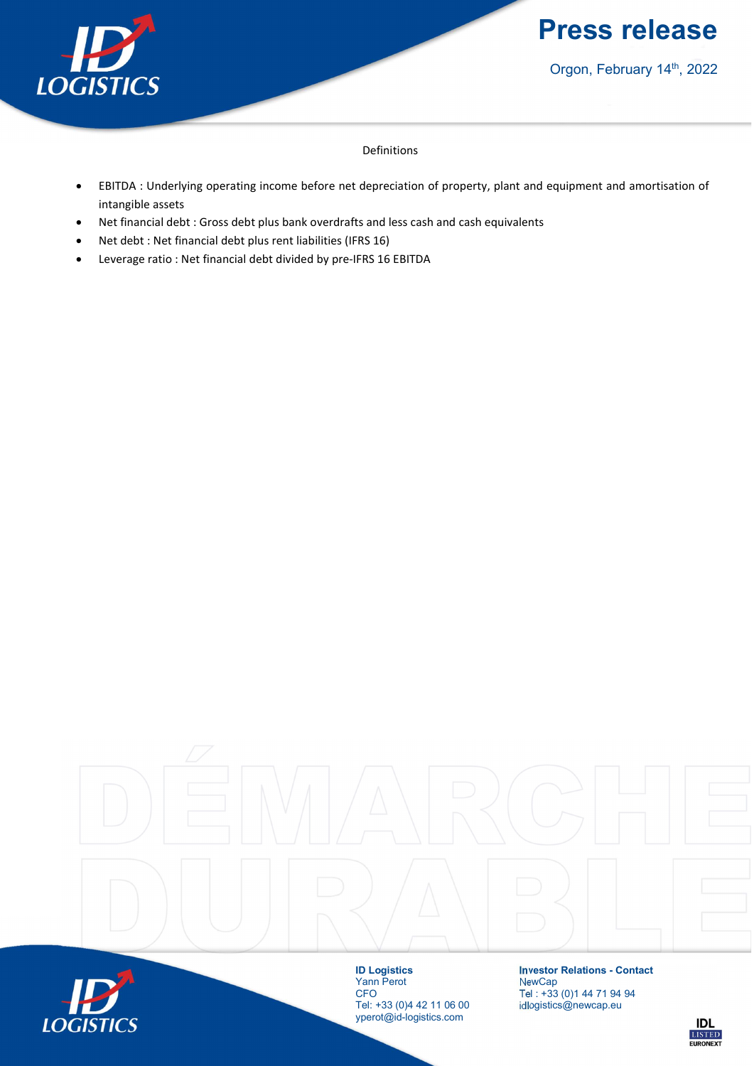Definitions

- EBITDA : Underlying operating income before net depreciation of property, plant and equipment and amortisation of intangible assets
- Net financial debt : Gross debt plus bank overdrafts and less cash and cash equivalents
- Net debt : Net financial debt plus rent liabilities (IFRS 16)
- Leverage ratio : Net financial debt divided by pre-IFRS 16 EBITDA

**ID Logistics**
Yann Perot
CFO
Tel: +33 (0)4 42 11 06 00
yperot@id-logistics.com

**Investor Relations - Contact**
NewCap
Tel : +33 (0)1 44 71 94 94
idlogistics@newcap.eu